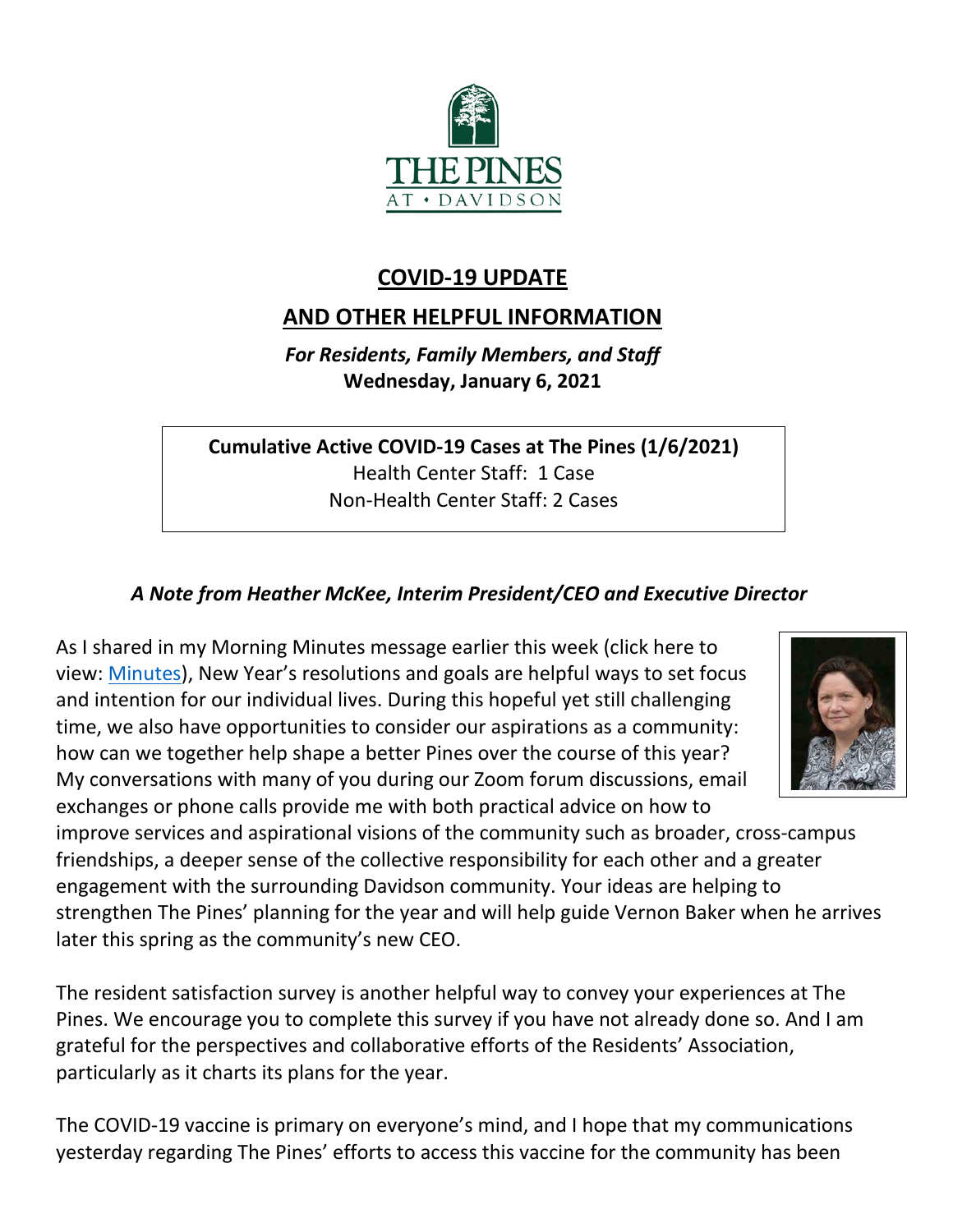# COVID-19 UPDATE

## AND OTHER HELPFUL INFORMATION

***For Residents, Family Members, and Staff***
**Wednesday, January 6, 2021**

**Cumulative Active COVID-19 Cases at The Pines (1/6/2021)**
Health Center Staff: 1 Case
Non-Health Center Staff: 2 Cases

### *A Note from Heather McKee, Interim President/CEO and Executive Director*

As I shared in my Morning Minutes message earlier this week (click here to view: Minutes), New Year's resolutions and goals are helpful ways to set focus and intention for our individual lives. During this hopeful yet still challenging time, we also have opportunities to consider our aspirations as a community: how can we together help shape a better Pines over the course of this year? My conversations with many of you during our Zoom forum discussions, email exchanges or phone calls provide me with both practical advice on how to improve services and aspirational visions of the community such as broader, cross-campus friendships, a deeper sense of the collective responsibility for each other and a greater engagement with the surrounding Davidson community. Your ideas are helping to strengthen The Pines' planning for the year and will help guide Vernon Baker when he arrives later this spring as the community's new CEO.

The resident satisfaction survey is another helpful way to convey your experiences at The Pines. We encourage you to complete this survey if you have not already done so. And I am grateful for the perspectives and collaborative efforts of the Residents' Association, particularly as it charts its plans for the year.

The COVID-19 vaccine is primary on everyone's mind, and I hope that my communications yesterday regarding The Pines' efforts to access this vaccine for the community has been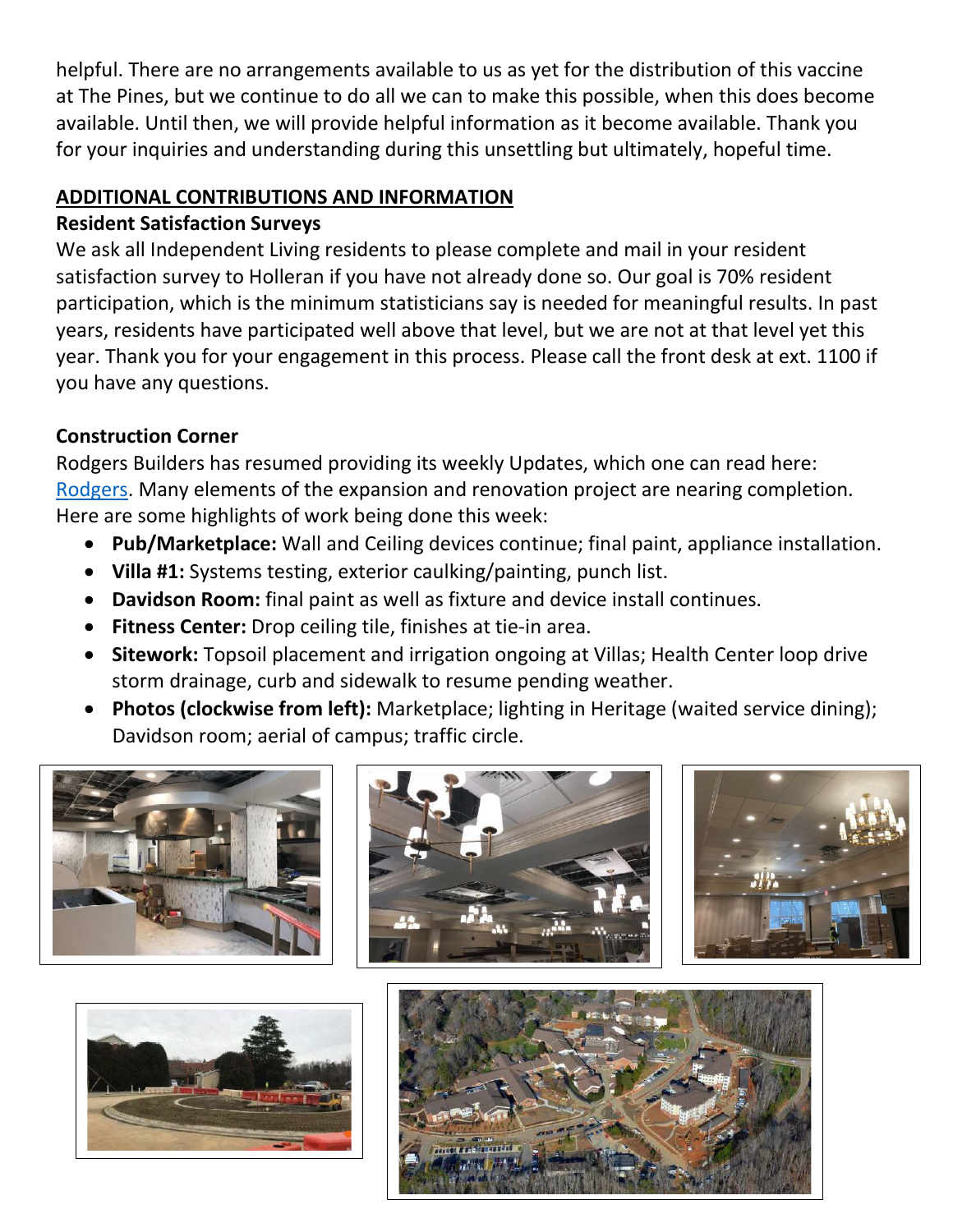helpful. There are no arrangements available to us as yet for the distribution of this vaccine at The Pines, but we continue to do all we can to make this possible, when this does become available. Until then, we will provide helpful information as it become available. Thank you for your inquiries and understanding during this unsettling but ultimately, hopeful time.

## ADDITIONAL CONTRIBUTIONS AND INFORMATION

### Resident Satisfaction Surveys

We ask all Independent Living residents to please complete and mail in your resident satisfaction survey to Holleran if you have not already done so. Our goal is 70% resident participation, which is the minimum statisticians say is needed for meaningful results. In past years, residents have participated well above that level, but we are not at that level yet this year. Thank you for your engagement in this process. Please call the front desk at ext. 1100 if you have any questions.

### Construction Corner

Rodgers Builders has resumed providing its weekly Updates, which one can read here: [Rodgers](). Many elements of the expansion and renovation project are nearing completion. Here are some highlights of work being done this week:

- **Pub/Marketplace:** Wall and Ceiling devices continue; final paint, appliance installation.
- **Villa #1:** Systems testing, exterior caulking/painting, punch list.
- **Davidson Room:** final paint as well as fixture and device install continues.
- **Fitness Center:** Drop ceiling tile, finishes at tie-in area.
- **Sitework:** Topsoil placement and irrigation ongoing at Villas; Health Center loop drive storm drainage, curb and sidewalk to resume pending weather.
- **Photos (clockwise from left):** Marketplace; lighting in Heritage (waited service dining); Davidson room; aerial of campus; traffic circle.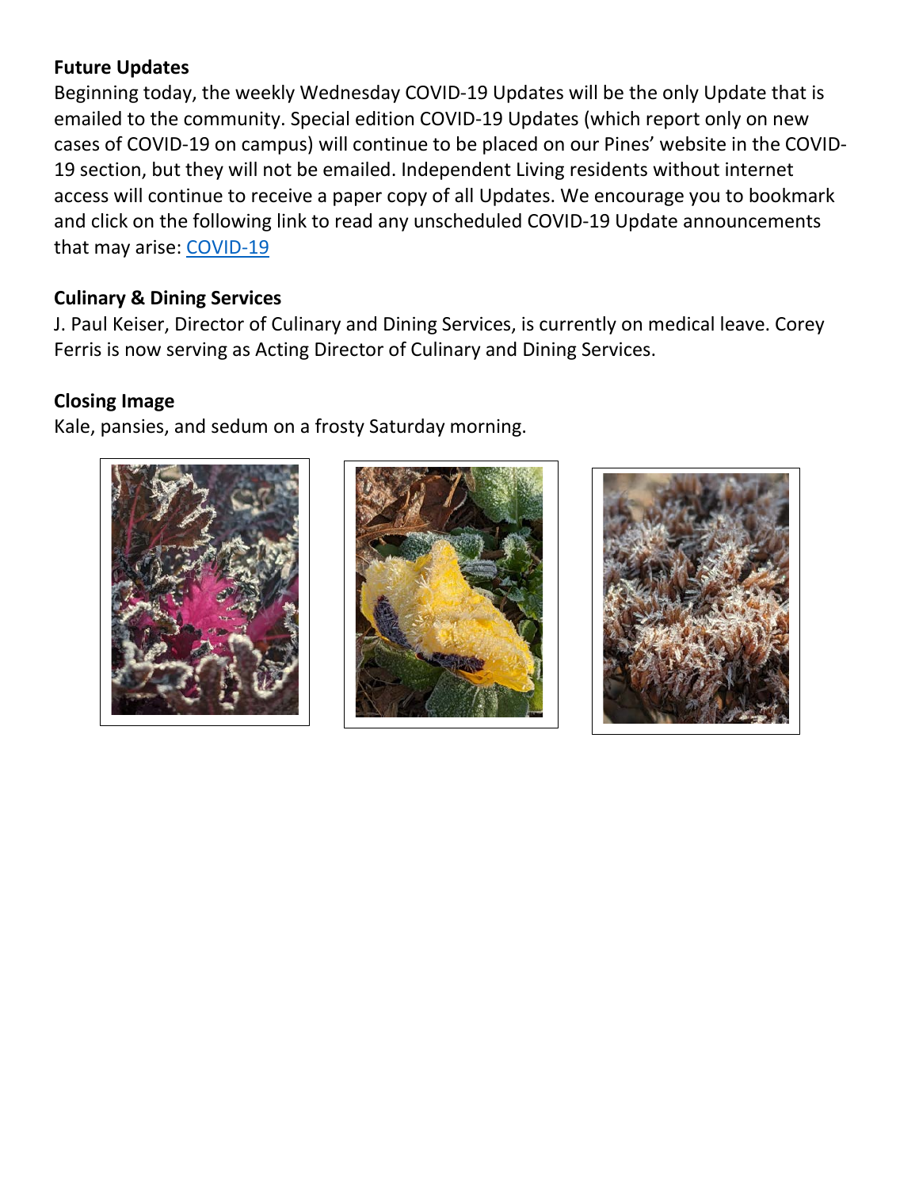**Future Updates**

Beginning today, the weekly Wednesday COVID-19 Updates will be the only Update that is emailed to the community. Special edition COVID-19 Updates (which report only on new cases of COVID-19 on campus) will continue to be placed on our Pines' website in the COVID-19 section, but they will not be emailed. Independent Living residents without internet access will continue to receive a paper copy of all Updates. We encourage you to bookmark and click on the following link to read any unscheduled COVID-19 Update announcements that may arise: [COVID-19]

**Culinary & Dining Services**

J. Paul Keiser, Director of Culinary and Dining Services, is currently on medical leave. Corey Ferris is now serving as Acting Director of Culinary and Dining Services.

**Closing Image**

Kale, pansies, and sedum on a frosty Saturday morning.